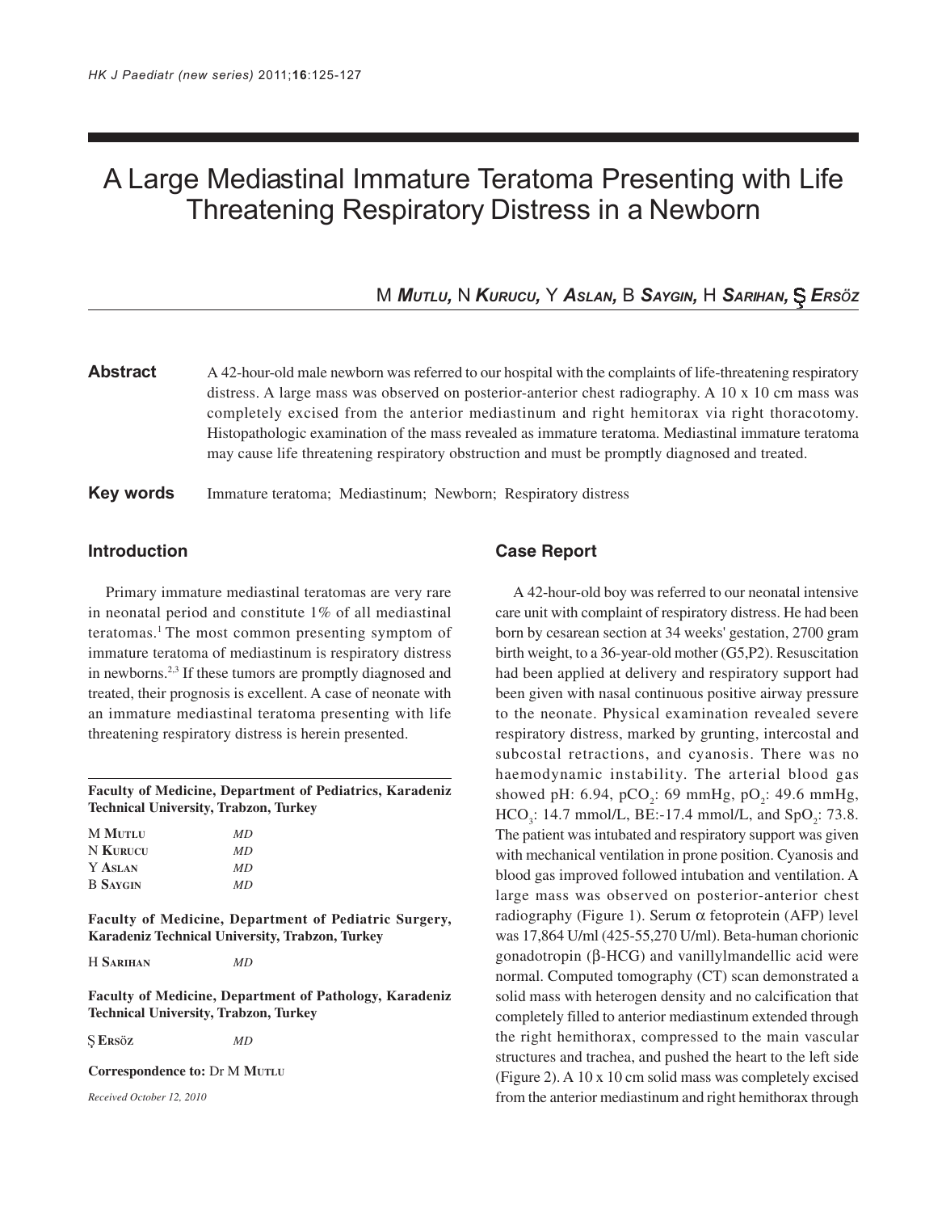# A Large Mediastinal Immature Teratoma Presenting with Life Threatening Respiratory Distress in a Newborn

M **Mutlu,** N **Kurucu,** Y **Aslan,** B **Saygin,** H **Sarihan,** Ş **Ersöz**

**Abstract** A 42-hour-old male newborn was referred to our hospital with the complaints of life-threatening respiratory distress. A large mass was observed on posterior-anterior chest radiography. A 10 x 10 cm mass was completely excised from the anterior mediastinum and right hemitorax via right thoracotomy. Histopathologic examination of the mass revealed as immature teratoma. Mediastinal immature teratoma may cause life threatening respiratory obstruction and must be promptly diagnosed and treated.

**Key words** Immature teratoma; Mediastinum; Newborn; Respiratory distress

## Introduction

Primary immature mediastinal teratomas are very rare in neonatal period and constitute 1% of all mediastinal teratomas.[1] The most common presenting symptom of immature teratoma of mediastinum is respiratory distress in newborns.[2,3] If these tumors are promptly diagnosed and treated, their prognosis is excellent. A case of neonate with an immature mediastinal teratoma presenting with life threatening respiratory distress is herein presented.

**Faculty of Medicine, Department of Pediatrics, Karadeniz Technical University, Trabzon, Turkey**

M **Mutlu** *MD*
N **Kurucu** *MD*
Y **Aslan** *MD*
B **Saygin** *MD*

**Faculty of Medicine, Department of Pediatric Surgery, Karadeniz Technical University, Trabzon, Turkey**

H **Sarihan** *MD*

**Faculty of Medicine, Department of Pathology, Karadeniz Technical University, Trabzon, Turkey**

Ş **Ersöz** *MD*

**Correspondence to:** Dr M **Mutlu**

*Received October 12, 2010*

## Case Report

A 42-hour-old boy was referred to our neonatal intensive care unit with complaint of respiratory distress. He had been born by cesarean section at 34 weeks' gestation, 2700 gram birth weight, to a 36-year-old mother (G5,P2). Resuscitation had been applied at delivery and respiratory support had been given with nasal continuous positive airway pressure to the neonate. Physical examination revealed severe respiratory distress, marked by grunting, intercostal and subcostal retractions, and cyanosis. There was no haemodynamic instability. The arterial blood gas showed pH: 6.94, $pCO_2$: 69 mmHg, $pO_2$: 49.6 mmHg, $HCO_3$: 14.7 mmol/L, BE:-17.4 mmol/L, and $SpO_2$: 73.8. The patient was intubated and respiratory support was given with mechanical ventilation in prone position. Cyanosis and blood gas improved followed intubation and ventilation. A large mass was observed on posterior-anterior chest radiography (Figure 1). Serum $\alpha$ fetoprotein (AFP) level was 17,864 U/ml (425-55,270 U/ml). Beta-human chorionic gonadotropin ($\beta$-HCG) and vanillylmandellic acid were normal. Computed tomography (CT) scan demonstrated a solid mass with heterogen density and no calcification that completely filled to anterior mediastinum extended through the right hemithorax, compressed to the main vascular structures and trachea, and pushed the heart to the left side (Figure 2). A 10 x 10 cm solid mass was completely excised from the anterior mediastinum and right hemithorax through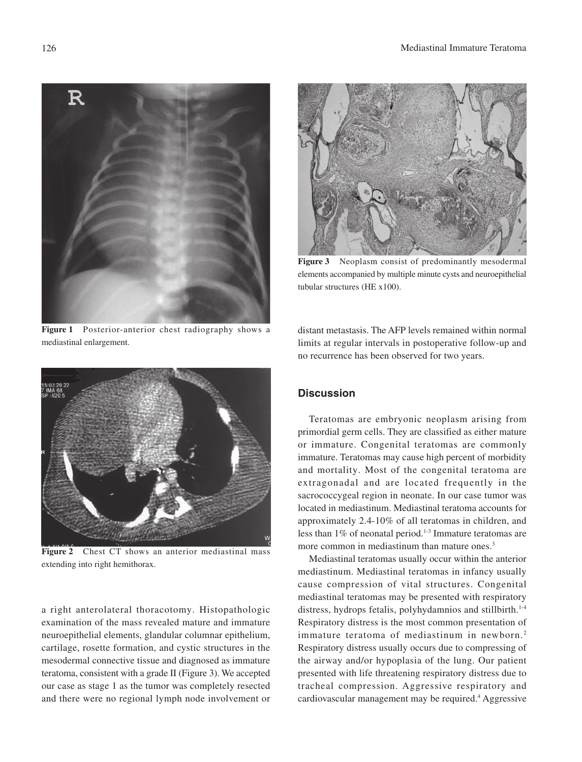Figure 1 Posterior-anterior chest radiography shows a mediastinal enlargement.

Figure 2 Chest CT shows an anterior mediastinal mass extending into right hemithorax.

a right anterolateral thoracotomy. Histopathologic examination of the mass revealed mature and immature neuroepithelial elements, glandular columnar epithelium, cartilage, rosette formation, and cystic structures in the mesodermal connective tissue and diagnosed as immature teratoma, consistent with a grade II (Figure 3). We accepted our case as stage 1 as the tumor was completely resected and there were no regional lymph node involvement or distant metastasis. The AFP levels remained within normal limits at regular intervals in postoperative follow-up and no recurrence has been observed for two years.

Figure 3 Neoplasm consist of predominantly mesodermal elements accompanied by multiple minute cysts and neuroepithelial tubular structures (HE x100).

## Discussion

Teratomas are embryonic neoplasm arising from primordial germ cells. They are classified as either mature or immature. Congenital teratomas are commonly immature. Teratomas may cause high percent of morbidity and mortality. Most of the congenital teratoma are extragonadal and are located frequently in the sacrococcygeal region in neonate. In our case tumor was located in mediastinum. Mediastinal teratoma accounts for approximately 2.4-10% of all teratomas in children, and less than 1% of neonatal period.[1-3] Immature teratomas are more common in mediastinum than mature ones.[3]

Mediastinal teratomas usually occur within the anterior mediastinum. Mediastinal teratomas in infancy usually cause compression of vital structures. Congenital mediastinal teratomas may be presented with respiratory distress, hydrops fetalis, polyhydamnios and stillbirth.[1-4] Respiratory distress is the most common presentation of immature teratoma of mediastinum in newborn.[2] Respiratory distress usually occurs due to compressing of the airway and/or hypoplasia of the lung. Our patient presented with life threatening respiratory distress due to tracheal compression. Aggressive respiratory and cardiovascular management may be required.[4] Aggressive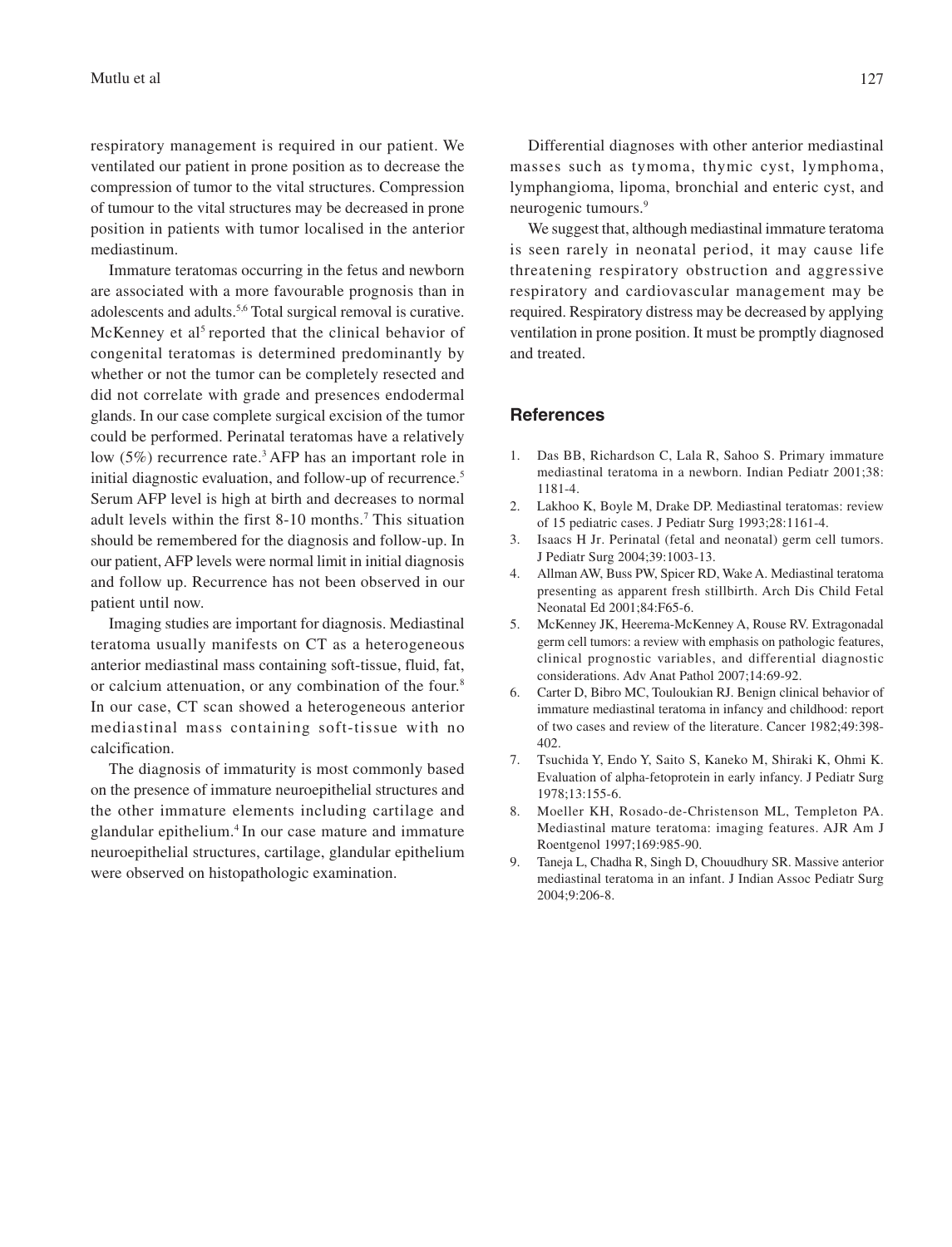respiratory management is required in our patient. We ventilated our patient in prone position as to decrease the compression of tumor to the vital structures. Compression of tumour to the vital structures may be decreased in prone position in patients with tumor localised in the anterior mediastinum.

Immature teratomas occurring in the fetus and newborn are associated with a more favourable prognosis than in adolescents and adults.[5,6] Total surgical removal is curative. McKenney et al[5] reported that the clinical behavior of congenital teratomas is determined predominantly by whether or not the tumor can be completely resected and did not correlate with grade and presences endodermal glands. In our case complete surgical excision of the tumor could be performed. Perinatal teratomas have a relatively low (5%) recurrence rate.[3] AFP has an important role in initial diagnostic evaluation, and follow-up of recurrence.[5] Serum AFP level is high at birth and decreases to normal adult levels within the first 8-10 months.[7] This situation should be remembered for the diagnosis and follow-up. In our patient, AFP levels were normal limit in initial diagnosis and follow up. Recurrence has not been observed in our patient until now.

Imaging studies are important for diagnosis. Mediastinal teratoma usually manifests on CT as a heterogeneous anterior mediastinal mass containing soft-tissue, fluid, fat, or calcium attenuation, or any combination of the four.[8] In our case, CT scan showed a heterogeneous anterior mediastinal mass containing soft-tissue with no calcification.

The diagnosis of immaturity is most commonly based on the presence of immature neuroepithelial structures and the other immature elements including cartilage and glandular epithelium.[4] In our case mature and immature neuroepithelial structures, cartilage, glandular epithelium were observed on histopathologic examination.

Differential diagnoses with other anterior mediastinal masses such as tymoma, thymic cyst, lymphoma, lymphangioma, lipoma, bronchial and enteric cyst, and neurogenic tumours.[9]

We suggest that, although mediastinal immature teratoma is seen rarely in neonatal period, it may cause life threatening respiratory obstruction and aggressive respiratory and cardiovascular management may be required. Respiratory distress may be decreased by applying ventilation in prone position. It must be promptly diagnosed and treated.

## References

1. Das BB, Richardson C, Lala R, Sahoo S. Primary immature mediastinal teratoma in a newborn. Indian Pediatr 2001;38: 1181-4.
2. Lakhoo K, Boyle M, Drake DP. Mediastinal teratomas: review of 15 pediatric cases. J Pediatr Surg 1993;28:1161-4.
3. Isaacs H Jr. Perinatal (fetal and neonatal) germ cell tumors. J Pediatr Surg 2004;39:1003-13.
4. Allman AW, Buss PW, Spicer RD, Wake A. Mediastinal teratoma presenting as apparent fresh stillbirth. Arch Dis Child Fetal Neonatal Ed 2001;84:F65-6.
5. McKenney JK, Heerema-McKenney A, Rouse RV. Extragonadal germ cell tumors: a review with emphasis on pathologic features, clinical prognostic variables, and differential diagnostic considerations. Adv Anat Pathol 2007;14:69-92.
6. Carter D, Bibro MC, Touloukian RJ. Benign clinical behavior of immature mediastinal teratoma in infancy and childhood: report of two cases and review of the literature. Cancer 1982;49:398-402.
7. Tsuchida Y, Endo Y, Saito S, Kaneko M, Shiraki K, Ohmi K. Evaluation of alpha-fetoprotein in early infancy. J Pediatr Surg 1978;13:155-6.
8. Moeller KH, Rosado-de-Christenson ML, Templeton PA. Mediastinal mature teratoma: imaging features. AJR Am J Roentgenol 1997;169:985-90.
9. Taneja L, Chadha R, Singh D, Chouudhury SR. Massive anterior mediastinal teratoma in an infant. J Indian Assoc Pediatr Surg 2004;9:206-8.